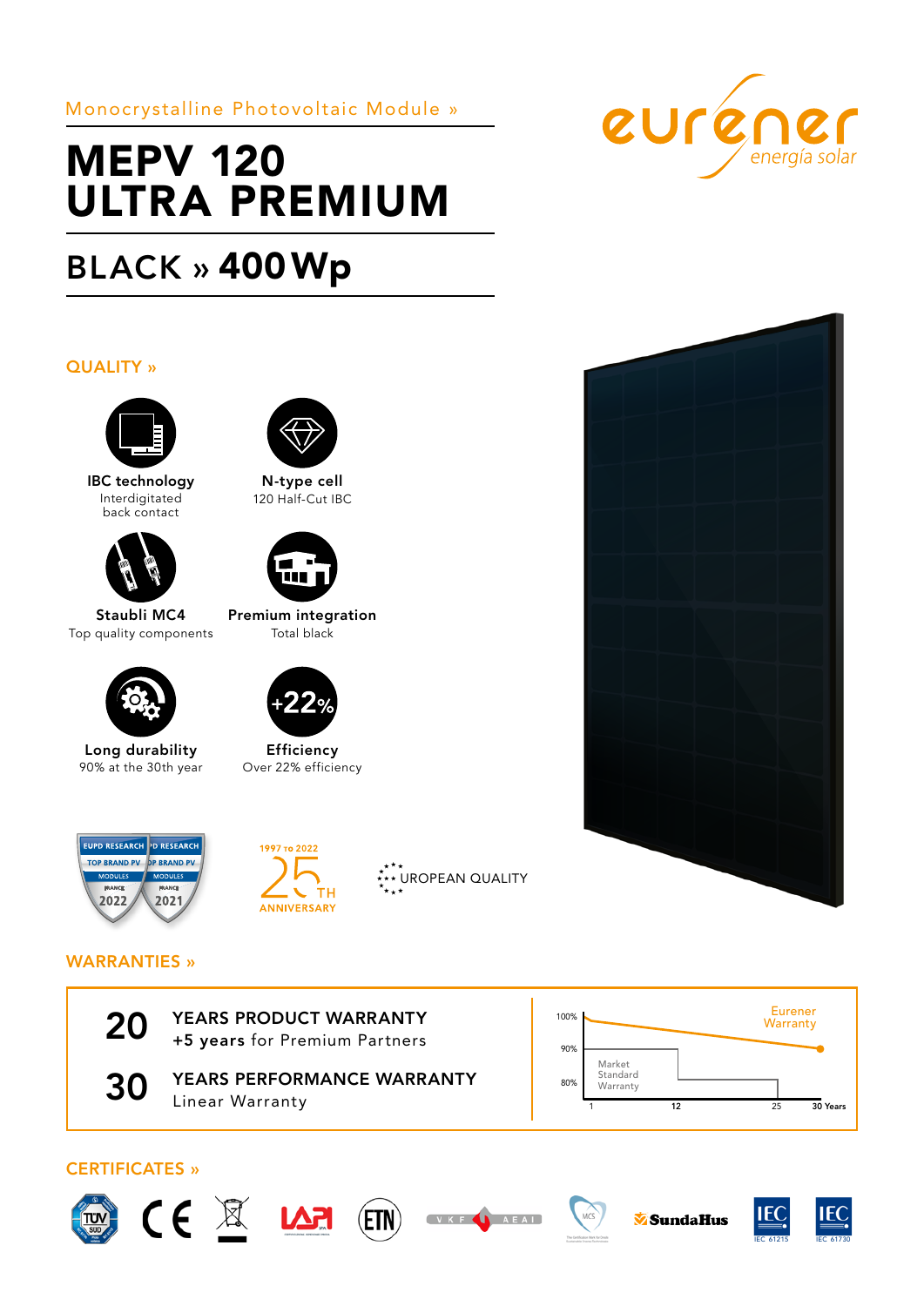Monocrystalline Photovoltaic Module »

# MEPV 120 ULTRA PREMIUM

## BLACK » 400 Wp

eurener energía solar

### QUALITY »

**IBC technology**
Interdigitated back contact

**N-type cell**
120 Half-Cut IBC

**Staubli MC4**
Top quality components

**Premium integration**
Total black

**Long durability**
90% at the 30th year

**Efficiency**
Over 22% efficiency

EUPD RESEARCH TOP BRAND PV MODULES FRANCE 2022 | EUPD RESEARCH TOP BRAND PV MODULES FRANCE 2021

1997 TO 2022 25TH ANNIVERSARY

EUROPEAN QUALITY

### WARRANTIES »

**20** YEARS PRODUCT WARRANTY
+5 years for Premium Partners

**30** YEARS PERFORMANCE WARRANTY
Linear Warranty

Eurener Warranty
Market Standard Warranty
100% 90% 80%
1 12 25 30 Years

### CERTIFICATES »

TÜV SÜD · CE · LAPI · ETN · VKF AEAI · MCS · SundaHus · IEC 61215 · IEC 61730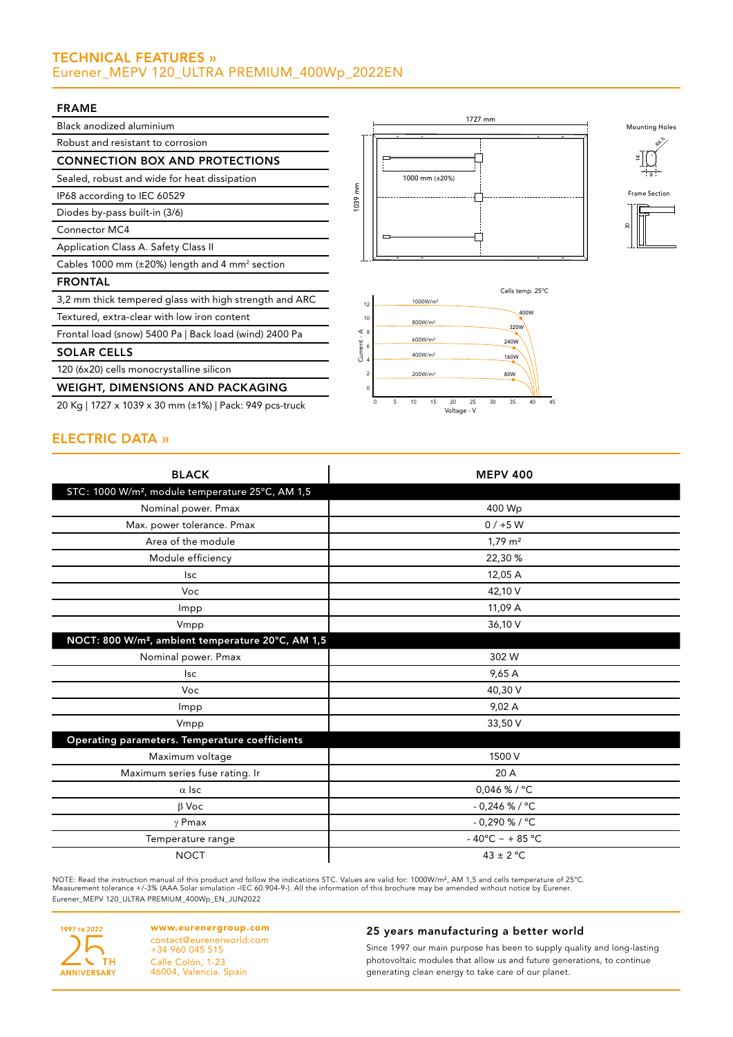## TECHNICAL FEATURES »
Eurener_MEPV 120_ULTRA PREMIUM_400Wp_2022EN

| FRAME |
|---|
| Black anodized aluminium |
| Robust and resistant to corrosion |
| **CONNECTION BOX AND PROTECTIONS** |
| Sealed, robust and wide for heat dissipation |
| IP68 according to IEC 60529 |
| Diodes by-pass built-in (3/6) |
| Connector MC4 |
| Application Class A. Safety Class II |
| Cables 1000 mm (±20%) length and 4 mm² section |
| **FRONTAL** |
| 3,2 mm thick tempered glass with high strength and ARC |
| Textured, extra-clear with low iron content |
| Frontal load (snow) 5400 Pa \| Back load (wind) 2400 Pa |
| **SOLAR CELLS** |
| 120 (6x20) cells monocrystalline silicon |
| **WEIGHT, DIMENSIONS AND PACKAGING** |
| 20 Kg \| 1727 x 1039 x 30 mm (±1%) \| Pack: 949 pcs-truck |

1727 mm
1039 mm
1000 mm (±20%)
Mounting Holes
Ø4,5
14
9
Frame Section
30

Cells temp. 25°C
Current - A
Voltage - V
1000W/m²
800W/m²
600W/m²
400W/m²
200W/m²
400W
320W
240W
160W
80W
0 2 4 6 8 10 12
0 5 10 15 20 25 30 35 40 45

## ELECTRIC DATA »

| BLACK | MEPV 400 |
|---|---|
| **STC: 1000 W/m², module temperature 25°C, AM 1,5** | |
| Nominal power. Pmax | 400 Wp |
| Max. power tolerance. Pmax | 0 / +5 W |
| Area of the module | 1,79 m² |
| Module efficiency | 22,30 % |
| Isc | 12,05 A |
| Voc | 42,10 V |
| Impp | 11,09 A |
| Vmpp | 36,10 V |
| **NOCT: 800 W/m², ambient temperature 20°C, AM 1,5** | |
| Nominal power. Pmax | 302 W |
| Isc | 9,65 A |
| Voc | 40,30 V |
| Impp | 9,02 A |
| Vmpp | 33,50 V |
| **Operating parameters. Temperature coefficients** | |
| Maximum voltage | 1500 V |
| Maximum series fuse rating. Ir | 20 A |
| $\alpha$ Isc | 0,046 % / °C |
| $\beta$ Voc | - 0,246 % / °C |
| $\gamma$ Pmax | - 0,290 % / °C |
| Temperature range | - 40°C ~ + 85 °C |
| NOCT | 43 ± 2 °C |

NOTE: Read the instruction manual of this product and follow the indications STC. Values are valid for: 1000W/m², AM 1,5 and cells temperature of 25°C. Measurement tolerance +/-3% (AAA Solar simulation -IEC 60.904-9-). All the information of this brochure may be amended without notice by Eurener.
Eurener_MEPV 120_ULTRA PREMIUM_400Wp_EN_JUN2022

1997 to 2022
25 TH
ANNIVERSARY

**www.eurenergroup.com**
contact@eurenerworld.com
+34 960 045 515
Calle Colón, 1-23
46004, Valencia. Spain

### 25 years manufacturing a better world

Since 1997 our main purpose has been to supply quality and long-lasting photovoltaic modules that allow us and future generations, to continue generating clean energy to take care of our planet.